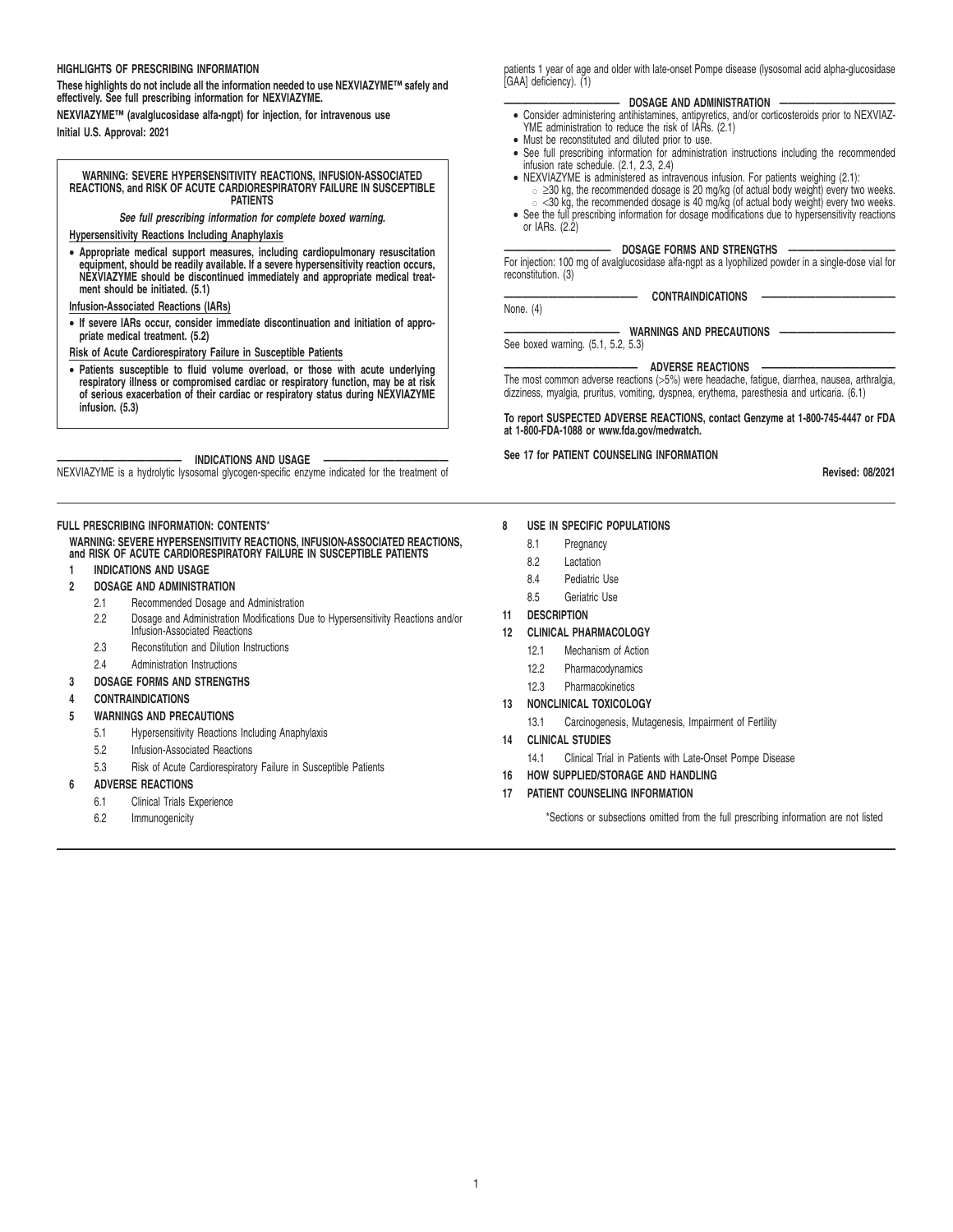## HIGHLIGHTS OF PRESCRIBING INFORMATION

**These highlights do not include all the information needed to use NEXVIAZYME™ safely and effectively. See full prescribing information for NEXVIAZYME.**

**NEXVIAZYME™ (avalglucosidase alfa-ngpt) for injection, for intravenous use**

**Initial U.S. Approval: 2021**

**WARNING: SEVERE HYPERSENSITIVITY REACTIONS, INFUSION-ASSOCIATED REACTIONS, and RISK OF ACUTE CARDIORESPIRATORY FAILURE IN SUSCEPTIBLE PATIENTS**

***See full prescribing information for complete boxed warning.***

**Hypersensitivity Reactions Including Anaphylaxis**

- **Appropriate medical support measures, including cardiopulmonary resuscitation equipment, should be readily available. If a severe hypersensitivity reaction occurs, NEXVIAZYME should be discontinued immediately and appropriate medical treatment should be initiated. (5.1)**

**Infusion-Associated Reactions (IARs)**

- **If severe IARs occur, consider immediate discontinuation and initiation of appropriate medical treatment. (5.2)**

**Risk of Acute Cardiorespiratory Failure in Susceptible Patients**

- **Patients susceptible to fluid volume overload, or those with acute underlying respiratory illness or compromised cardiac or respiratory function, may be at risk of serious exacerbation of their cardiac or respiratory status during NEXVIAZYME infusion. (5.3)**

### INDICATIONS AND USAGE

NEXVIAZYME is a hydrolytic lysosomal glycogen-specific enzyme indicated for the treatment of patients 1 year of age and older with late-onset Pompe disease (lysosomal acid alpha-glucosidase [GAA] deficiency). (1)

### DOSAGE AND ADMINISTRATION

- Consider administering antihistamines, antipyretics, and/or corticosteroids prior to NEXVIAZYME administration to reduce the risk of IARs. (2.1)
- Must be reconstituted and diluted prior to use.
- See full prescribing information for administration instructions including the recommended infusion rate schedule. (2.1, 2.3, 2.4)
- NEXVIAZYME is administered as intravenous infusion. For patients weighing (2.1):
  - ≥30 kg, the recommended dosage is 20 mg/kg (of actual body weight) every two weeks.
  - <30 kg, the recommended dosage is 40 mg/kg (of actual body weight) every two weeks.
- See the full prescribing information for dosage modifications due to hypersensitivity reactions or IARs. (2.2)

### DOSAGE FORMS AND STRENGTHS

For injection: 100 mg of avalglucosidase alfa-ngpt as a lyophilized powder in a single-dose vial for reconstitution. (3)

### CONTRAINDICATIONS

None. (4)

### WARNINGS AND PRECAUTIONS

See boxed warning. (5.1, 5.2, 5.3)

### ADVERSE REACTIONS

The most common adverse reactions (>5%) were headache, fatigue, diarrhea, nausea, arthralgia, dizziness, myalgia, pruritus, vomiting, dyspnea, erythema, paresthesia and urticaria. (6.1)

**To report SUSPECTED ADVERSE REACTIONS, contact Genzyme at 1-800-745-4447 or FDA at 1-800-FDA-1088 or www.fda.gov/medwatch.**

**See 17 for PATIENT COUNSELING INFORMATION**

**Revised: 08/2021**

## FULL PRESCRIBING INFORMATION: CONTENTS*

**WARNING: SEVERE HYPERSENSITIVITY REACTIONS, INFUSION-ASSOCIATED REACTIONS, and RISK OF ACUTE CARDIORESPIRATORY FAILURE IN SUSCEPTIBLE PATIENTS**

**1 INDICATIONS AND USAGE**

**2 DOSAGE AND ADMINISTRATION**
- 2.1 Recommended Dosage and Administration
- 2.2 Dosage and Administration Modifications Due to Hypersensitivity Reactions and/or Infusion-Associated Reactions
- 2.3 Reconstitution and Dilution Instructions
- 2.4 Administration Instructions

**3 DOSAGE FORMS AND STRENGTHS**

**4 CONTRAINDICATIONS**

**5 WARNINGS AND PRECAUTIONS**
- 5.1 Hypersensitivity Reactions Including Anaphylaxis
- 5.2 Infusion-Associated Reactions
- 5.3 Risk of Acute Cardiorespiratory Failure in Susceptible Patients

**6 ADVERSE REACTIONS**
- 6.1 Clinical Trials Experience
- 6.2 Immunogenicity

**8 USE IN SPECIFIC POPULATIONS**
- 8.1 Pregnancy
- 8.2 Lactation
- 8.4 Pediatric Use
- 8.5 Geriatric Use

**11 DESCRIPTION**

**12 CLINICAL PHARMACOLOGY**
- 12.1 Mechanism of Action
- 12.2 Pharmacodynamics
- 12.3 Pharmacokinetics

**13 NONCLINICAL TOXICOLOGY**
- 13.1 Carcinogenesis, Mutagenesis, Impairment of Fertility

**14 CLINICAL STUDIES**
- 14.1 Clinical Trial in Patients with Late-Onset Pompe Disease

**16 HOW SUPPLIED/STORAGE AND HANDLING**

**17 PATIENT COUNSELING INFORMATION**

*Sections or subsections omitted from the full prescribing information are not listed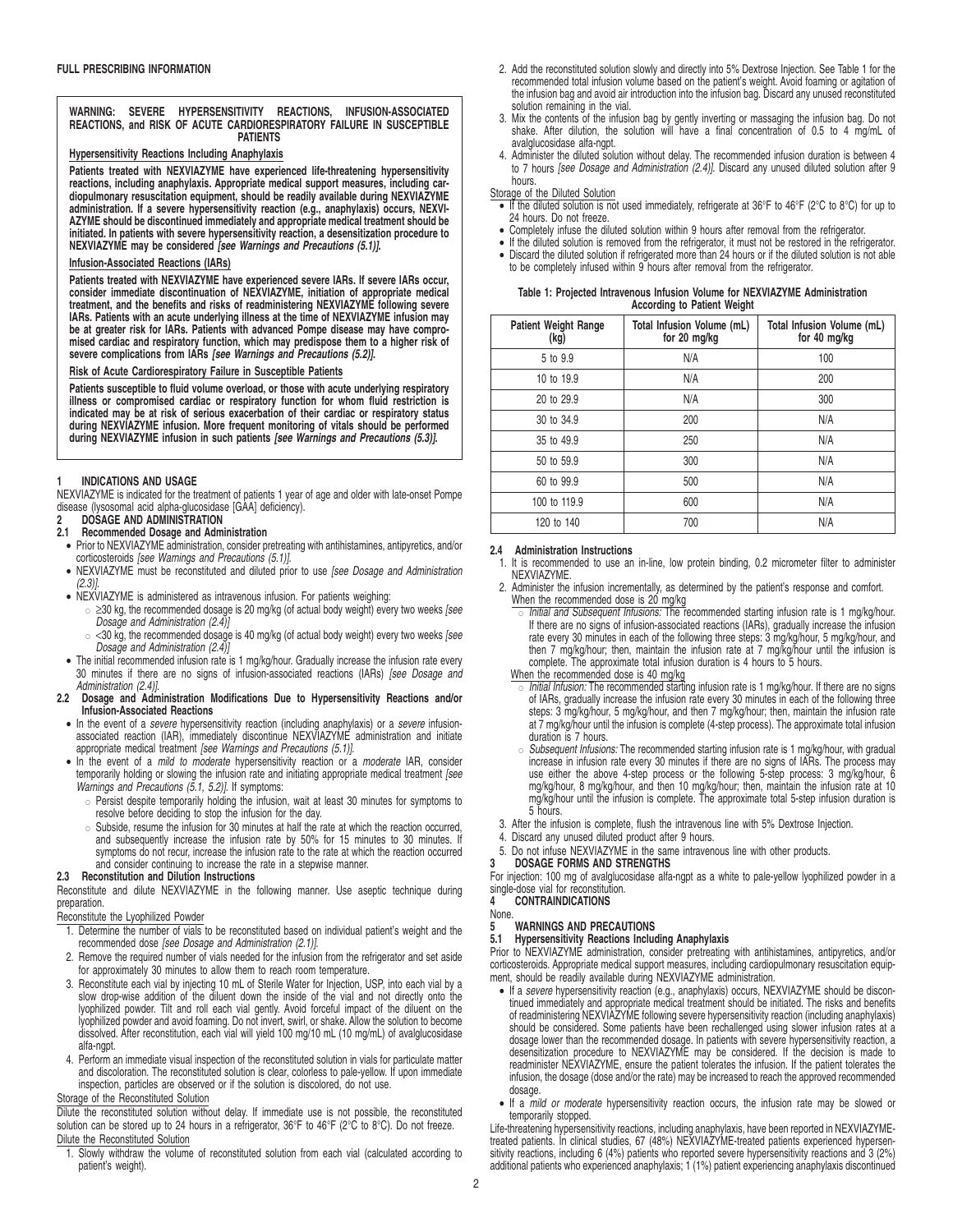## FULL PRESCRIBING INFORMATION

**WARNING: SEVERE HYPERSENSITIVITY REACTIONS, INFUSION-ASSOCIATED REACTIONS, and RISK OF ACUTE CARDIORESPIRATORY FAILURE IN SUSCEPTIBLE PATIENTS**

**Hypersensitivity Reactions Including Anaphylaxis**

**Patients treated with NEXVIAZYME have experienced life-threatening hypersensitivity reactions, including anaphylaxis. Appropriate medical support measures, including cardiopulmonary resuscitation equipment, should be readily available during NEXVIAZYME administration. If a severe hypersensitivity reaction (e.g., anaphylaxis) occurs, NEXVIAZYME should be discontinued immediately and appropriate medical treatment should be initiated. In patients with severe hypersensitivity reaction, a desensitization procedure to NEXVIAZYME may be considered *[see Warnings and Precautions (5.1)]*.**

**Infusion-Associated Reactions (IARs)**

**Patients treated with NEXVIAZYME have experienced severe IARs. If severe IARs occur, consider immediate discontinuation of NEXVIAZYME, initiation of appropriate medical treatment, and the benefits and risks of readministering NEXVIAZYME following severe IARs. Patients with an acute underlying illness at the time of NEXVIAZYME infusion may be at greater risk for IARs. Patients with advanced Pompe disease may have compromised cardiac and respiratory function, which may predispose them to a higher risk of severe complications from IARs *[see Warnings and Precautions (5.2)]*.**

**Risk of Acute Cardiorespiratory Failure in Susceptible Patients**

**Patients susceptible to fluid volume overload, or those with acute underlying respiratory illness or compromised cardiac or respiratory function for whom fluid restriction is indicated may be at risk of serious exacerbation of their cardiac or respiratory status during NEXVIAZYME infusion. More frequent monitoring of vitals should be performed during NEXVIAZYME infusion in such patients *[see Warnings and Precautions (5.3)]*.**

### 1 INDICATIONS AND USAGE

NEXVIAZYME is indicated for the treatment of patients 1 year of age and older with late-onset Pompe disease (lysosomal acid alpha-glucosidase [GAA] deficiency).

### 2 DOSAGE AND ADMINISTRATION

#### 2.1 Recommended Dosage and Administration

- Prior to NEXVIAZYME administration, consider pretreating with antihistamines, antipyretics, and/or corticosteroids *[see Warnings and Precautions (5.1)]*.
- NEXVIAZYME must be reconstituted and diluted prior to use *[see Dosage and Administration (2.3)]*.
- NEXVIAZYME is administered as intravenous infusion. For patients weighing:
  - ≥30 kg, the recommended dosage is 20 mg/kg (of actual body weight) every two weeks *[see Dosage and Administration (2.4)]*
  - <30 kg, the recommended dosage is 40 mg/kg (of actual body weight) every two weeks *[see Dosage and Administration (2.4)]*
- The initial recommended infusion rate is 1 mg/kg/hour. Gradually increase the infusion rate every 30 minutes if there are no signs of infusion-associated reactions (IARs) *[see Dosage and Administration (2.4)]*.

#### 2.2 Dosage and Administration Modifications Due to Hypersensitivity Reactions and/or Infusion-Associated Reactions

- In the event of a *severe* hypersensitivity reaction (including anaphylaxis) or a *severe* infusion-associated reaction (IAR), immediately discontinue NEXVIAZYME administration and initiate appropriate medical treatment *[see Warnings and Precautions (5.1)]*.
- In the event of a *mild to moderate* hypersensitivity reaction or a *moderate* IAR, consider temporarily holding or slowing the infusion rate and initiating appropriate medical treatment *[see Warnings and Precautions (5.1, 5.2)]*. If symptoms:
  - Persist despite temporarily holding the infusion, wait at least 30 minutes for symptoms to resolve before deciding to stop the infusion for the day.
  - Subside, resume the infusion for 30 minutes at half the rate at which the reaction occurred, and subsequently increase the infusion rate by 50% for 15 minutes to 30 minutes. If symptoms do not recur, increase the infusion rate to the rate at which the reaction occurred and consider continuing to increase the rate in a stepwise manner.

#### 2.3 Reconstitution and Dilution Instructions

Reconstitute and dilute NEXVIAZYME in the following manner. Use aseptic technique during preparation.

Reconstitute the Lyophilized Powder

1. Determine the number of vials to be reconstituted based on individual patient's weight and the recommended dose *[see Dosage and Administration (2.1)]*.
2. Remove the required number of vials needed for the infusion from the refrigerator and set aside for approximately 30 minutes to allow them to reach room temperature.
3. Reconstitute each vial by injecting 10 mL of Sterile Water for Injection, USP, into each vial by a slow drop-wise addition of the diluent down the inside of the vial and not directly onto the lyophilized powder. Tilt and roll each vial gently. Avoid forceful impact of the diluent on the lyophilized powder and avoid foaming. Do not invert, swirl, or shake. Allow the solution to become dissolved. After reconstitution, each vial will yield 100 mg/10 mL (10 mg/mL) of avalglucosidase alfa-ngpt.
4. Perform an immediate visual inspection of the reconstituted solution in vials for particulate matter and discoloration. The reconstituted solution is clear, colorless to pale-yellow. If upon immediate inspection, particles are observed or if the solution is discolored, do not use.

Storage of the Reconstituted Solution

Dilute the reconstituted solution without delay. If immediate use is not possible, the reconstituted solution can be stored up to 24 hours in a refrigerator, 36°F to 46°F (2°C to 8°C). Do not freeze.

Dilute the Reconstituted Solution

1. Slowly withdraw the volume of reconstituted solution from each vial (calculated according to patient's weight).
2. Add the reconstituted solution slowly and directly into 5% Dextrose Injection. See Table 1 for the recommended total infusion volume based on the patient's weight. Avoid foaming or agitation of the infusion bag and avoid air introduction into the infusion bag. Discard any unused reconstituted solution remaining in the vial.
3. Mix the contents of the infusion bag by gently inverting or massaging the infusion bag. Do not shake. After dilution, the solution will have a final concentration of 0.5 to 4 mg/mL of avalglucosidase alfa-ngpt.
4. Administer the diluted solution without delay. The recommended infusion duration is between 4 to 7 hours *[see Dosage and Administration (2.4)]*. Discard any unused diluted solution after 9 hours.

Storage of the Diluted Solution

- If the diluted solution is not used immediately, refrigerate at 36°F to 46°F (2°C to 8°C) for up to 24 hours. Do not freeze.
- Completely infuse the diluted solution within 9 hours after removal from the refrigerator.
- If the diluted solution is removed from the refrigerator, it must not be restored in the refrigerator.
- Discard the diluted solution if refrigerated more than 24 hours or if the diluted solution is not able to be completely infused within 9 hours after removal from the refrigerator.

**Table 1: Projected Intravenous Infusion Volume for NEXVIAZYME Administration According to Patient Weight**

| Patient Weight Range (kg) | Total Infusion Volume (mL) for 20 mg/kg | Total Infusion Volume (mL) for 40 mg/kg |
|---|---|---|
| 5 to 9.9 | N/A | 100 |
| 10 to 19.9 | N/A | 200 |
| 20 to 29.9 | N/A | 300 |
| 30 to 34.9 | 200 | N/A |
| 35 to 49.9 | 250 | N/A |
| 50 to 59.9 | 300 | N/A |
| 60 to 99.9 | 500 | N/A |
| 100 to 119.9 | 600 | N/A |
| 120 to 140 | 700 | N/A |

#### 2.4 Administration Instructions

1. It is recommended to use an in-line, low protein binding, 0.2 micrometer filter to administer NEXVIAZYME.
2. Administer the infusion incrementally, as determined by the patient's response and comfort.

   When the recommended dose is 20 mg/kg
   - *Initial and Subsequent Infusions:* The recommended starting infusion rate is 1 mg/kg/hour. If there are no signs of infusion-associated reactions (IARs), gradually increase the infusion rate every 30 minutes in each of the following three steps: 3 mg/kg/hour, 5 mg/kg/hour, and then 7 mg/kg/hour; then, maintain the infusion rate at 7 mg/kg/hour until the infusion is complete. The approximate total infusion duration is 4 hours to 5 hours.

   When the recommended dose is 40 mg/kg
   - *Initial Infusion:* The recommended starting infusion rate is 1 mg/kg/hour. If there are no signs of IARs, gradually increase the infusion rate every 30 minutes in each of the following three steps: 3 mg/kg/hour, 5 mg/kg/hour, and then 7 mg/kg/hour; then, maintain the infusion rate at 7 mg/kg/hour until the infusion is complete (4-step process). The approximate total infusion duration is 7 hours.
   - *Subsequent Infusions:* The recommended starting infusion rate is 1 mg/kg/hour, with gradual increase in infusion rate every 30 minutes if there are no signs of IARs. The process may use either the above 4-step process or the following 5-step process: 3 mg/kg/hour, 6 mg/kg/hour, 8 mg/kg/hour, and then 10 mg/kg/hour; then, maintain the infusion rate at 10 mg/kg/hour until the infusion is complete. The approximate total 5-step infusion duration is 5 hours.
3. After the infusion is complete, flush the intravenous line with 5% Dextrose Injection.
4. Discard any unused diluted product after 9 hours.
5. Do not infuse NEXVIAZYME in the same intravenous line with other products.

### 3 DOSAGE FORMS AND STRENGTHS

For injection: 100 mg of avalglucosidase alfa-ngpt as a white to pale-yellow lyophilized powder in a single-dose vial for reconstitution.

### 4 CONTRAINDICATIONS

None.

### 5 WARNINGS AND PRECAUTIONS

#### 5.1 Hypersensitivity Reactions Including Anaphylaxis

Prior to NEXVIAZYME administration, consider pretreating with antihistamines, antipyretics, and/or corticosteroids. Appropriate medical support measures, including cardiopulmonary resuscitation equipment, should be readily available during NEXVIAZYME administration.

- If a *severe* hypersensitivity reaction (e.g., anaphylaxis) occurs, NEXVIAZYME should be discontinued immediately and appropriate medical treatment should be initiated. The risks and benefits of readministering NEXVIAZYME following severe hypersensitivity reaction (including anaphylaxis) should be considered. Some patients have been rechallenged using slower infusion rates at a dosage lower than the recommended dosage. In patients with severe hypersensitivity reaction, a desensitization procedure to NEXVIAZYME may be considered. If the decision is made to readminister NEXVIAZYME, ensure the patient tolerates the infusion. If the patient tolerates the infusion, the dosage (dose and/or the rate) may be increased to reach the approved recommended dosage.
- If a *mild or moderate* hypersensitivity reaction occurs, the infusion rate may be slowed or temporarily stopped.

Life-threatening hypersensitivity reactions, including anaphylaxis, have been reported in NEXVIAZYME-treated patients. In clinical studies, 67 (48%) NEXVIAZYME-treated patients experienced hypersensitivity reactions, including 6 (4%) patients who reported severe hypersensitivity reactions and 3 (2%) additional patients who experienced anaphylaxis; 1 (1%) patient experiencing anaphylaxis discontinued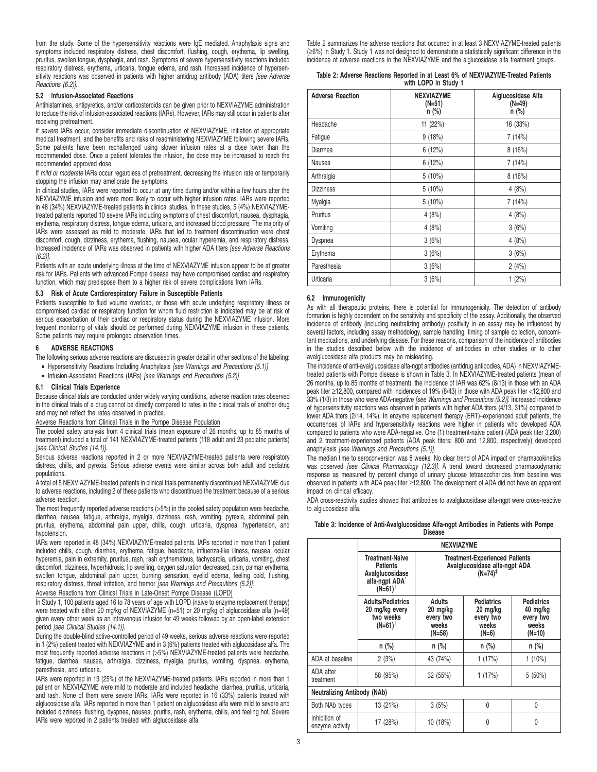from the study. Some of the hypersensitivity reactions were IgE mediated. Anaphylaxis signs and symptoms included respiratory distress, chest discomfort, flushing, cough, erythema, lip swelling, pruritus, swollen tongue, dysphagia, and rash. Symptoms of severe hypersensitivity reactions included respiratory distress, erythema, urticaria, tongue edema, and rash. Increased incidence of hypersensitivity reactions was observed in patients with higher antidrug antibody (ADA) titers *[see Adverse Reactions (6.2)]*.

### 5.2 Infusion-Associated Reactions

Antihistamines, antipyretics, and/or corticosteroids can be given prior to NEXVIAZYME administration to reduce the risk of infusion-associated reactions (IARs). However, IARs may still occur in patients after receiving pretreatment.

If *severe* IARs occur, consider immediate discontinuation of NEXVIAZYME, initiation of appropriate medical treatment, and the benefits and risks of readministering NEXVIAZYME following severe IARs. Some patients have been rechallenged using slower infusion rates at a dose lower than the recommended dose. Once a patient tolerates the infusion, the dose may be increased to reach the recommended approved dose.

If *mild or moderate* IARs occur regardless of pretreatment, decreasing the infusion rate or temporarily stopping the infusion may ameliorate the symptoms.

In clinical studies, IARs were reported to occur at any time during and/or within a few hours after the NEXVIAZYME infusion and were more likely to occur with higher infusion rates. IARs were reported in 48 (34%) NEXVIAZYME-treated patients in clinical studies. In these studies, 5 (4%) NEXVIAZYME-treated patients reported 10 severe IARs including symptoms of chest discomfort, nausea, dysphagia, erythema, respiratory distress, tongue edema, urticaria, and increased blood pressure. The majority of IARs were assessed as mild to moderate. IARs that led to treatment discontinuation were chest discomfort, cough, dizziness, erythema, flushing, nausea, ocular hyperemia, and respiratory distress. Increased incidence of IARs was observed in patients with higher ADA titers *[see Adverse Reactions (6.2)]*.

Patients with an acute underlying illness at the time of NEXVIAZYME infusion appear to be at greater risk for IARs. Patients with advanced Pompe disease may have compromised cardiac and respiratory function, which may predispose them to a higher risk of severe complications from IARs.

### 5.3 Risk of Acute Cardiorespiratory Failure in Susceptible Patients

Patients susceptible to fluid volume overload, or those with acute underlying respiratory illness or compromised cardiac or respiratory function for whom fluid restriction is indicated may be at risk of serious exacerbation of their cardiac or respiratory status during the NEXVIAZYME infusion. More frequent monitoring of vitals should be performed during NEXVIAZYME infusion in these patients. Some patients may require prolonged observation times.

## 6 ADVERSE REACTIONS

The following serious adverse reactions are discussed in greater detail in other sections of the labeling:

- Hypersensitivity Reactions Including Anaphylaxis *[see Warnings and Precautions (5.1)]*
- Infusion-Associated Reactions (IARs) *[see Warnings and Precautions (5.2)]*

### 6.1 Clinical Trials Experience

Because clinical trials are conducted under widely varying conditions, adverse reaction rates observed in the clinical trials of a drug cannot be directly compared to rates in the clinical trials of another drug and may not reflect the rates observed in practice.

Adverse Reactions from Clinical Trials in the Pompe Disease Population

The pooled safety analysis from 4 clinical trials (mean exposure of 26 months, up to 85 months of treatment) included a total of 141 NEXVIAZYME-treated patients (118 adult and 23 pediatric patients) *[see Clinical Studies (14.1)]*.

Serious adverse reactions reported in 2 or more NEXVIAZYME-treated patients were respiratory distress, chills, and pyrexia. Serious adverse events were similar across both adult and pediatric populations.

A total of 5 NEXVIAZYME-treated patients in clinical trials permanently discontinued NEXVIAZYME due to adverse reactions, including 2 of these patients who discontinued the treatment because of a serious adverse reaction.

The most frequently reported adverse reactions (>5%) in the pooled safety population were headache, diarrhea, nausea, fatigue, arthralgia, myalgia, dizziness, rash, vomiting, pyrexia, abdominal pain, pruritus, erythema, abdominal pain upper, chills, cough, urticaria, dyspnea, hypertension, and hypotension.

IARs were reported in 48 (34%) NEXVIAZYME-treated patients. IARs reported in more than 1 patient included chills, cough, diarrhea, erythema, fatigue, headache, influenza-like illness, nausea, ocular hyperemia, pain in extremity, pruritus, rash, rash erythematous, tachycardia, urticaria, vomiting, chest discomfort, dizziness, hyperhidrosis, lip swelling, oxygen saturation decreased, pain, palmar erythema, swollen tongue, abdominal pain upper, burning sensation, eyelid edema, feeling cold, flushing, respiratory distress, throat irritation, and tremor *[see Warnings and Precautions (5.2)]*.

Adverse Reactions from Clinical Trials in Late-Onset Pompe Disease (LOPD)

In Study 1, 100 patients aged 16 to 78 years of age with LOPD (naive to enzyme replacement therapy) were treated with either 20 mg/kg of NEXVIAZYME (n=51) or 20 mg/kg of alglucosidase alfa (n=49) given every other week as an intravenous infusion for 49 weeks followed by an open-label extension period *[see Clinical Studies (14.1)]*.

During the double-blind active-controlled period of 49 weeks, serious adverse reactions were reported in 1 (2%) patient treated with NEXVIAZYME and in 3 (6%) patients treated with alglucosidase alfa. The most frequently reported adverse reactions in (>5%) NEXVIAZYME-treated patients were headache, fatigue, diarrhea, nausea, arthralgia, dizziness, myalgia, pruritus, vomiting, dyspnea, erythema, paresthesia, and urticaria.

IARs were reported in 13 (25%) of the NEXVIAZYME-treated patients. IARs reported in more than 1 patient on NEXVIAZYME were mild to moderate and included headache, diarrhea, pruritus, urticaria, and rash. None of them were severe IARs. IARs were reported in 16 (33%) patients treated with alglucosidase alfa. IARs reported in more than 1 patient on alglucosidase alfa were mild to severe and included dizziness, flushing, dyspnea, nausea, pruritis, rash, erythema, chills, and feeling hot. Severe IARs were reported in 2 patients treated with alglucosidase alfa.

Table 2 summarizes the adverse reactions that occurred in at least 3 NEXVIAZYME-treated patients (≥6%) in Study 1. Study 1 was not designed to demonstrate a statistically significant difference in the incidence of adverse reactions in the NEXVIAZYME and the alglucosidase alfa treatment groups.

**Table 2: Adverse Reactions Reported in at Least 6% of NEXVIAZYME-Treated Patients with LOPD in Study 1**

| Adverse Reaction | NEXVIAZYME (N=51) n (%) | Alglucosidase Alfa (N=49) n (%) |
|---|---|---|
| Headache | 11 (22%) | 16 (33%) |
| Fatigue | 9 (18%) | 7 (14%) |
| Diarrhea | 6 (12%) | 8 (16%) |
| Nausea | 6 (12%) | 7 (14%) |
| Arthralgia | 5 (10%) | 8 (16%) |
| Dizziness | 5 (10%) | 4 (8%) |
| Myalgia | 5 (10%) | 7 (14%) |
| Pruritus | 4 (8%) | 4 (8%) |
| Vomiting | 4 (8%) | 3 (6%) |
| Dyspnea | 3 (6%) | 4 (8%) |
| Erythema | 3 (6%) | 3 (6%) |
| Paresthesia | 3 (6%) | 2 (4%) |
| Urticaria | 3 (6%) | 1 (2%) |

### 6.2 Immunogenicity

As with all therapeutic proteins, there is potential for immunogenicity. The detection of antibody formation is highly dependent on the sensitivity and specificity of the assay. Additionally, the observed incidence of antibody (including neutralizing antibody) positivity in an assay may be influenced by several factors, including assay methodology, sample handling, timing of sample collection, concomitant medications, and underlying disease. For these reasons, comparison of the incidence of antibodies in the studies described below with the incidence of antibodies in other studies or to other avalglucosidase alfa products may be misleading.

The incidence of anti-avalglucosidase alfa-ngpt antibodies (antidrug antibodies, ADA) in NEXVIAZYME-treated patients with Pompe disease is shown in Table 3. In NEXVIAZYME-treated patients (mean of 26 months, up to 85 months of treatment), the incidence of IAR was 62% (8/13) in those with an ADA peak titer ≥12,800, compared with incidences of 19% (8/43) in those with ADA peak titer <12,800 and 33% (1/3) in those who were ADA-negative *[see Warnings and Precautions (5.2)]*. Increased incidence of hypersensitivity reactions was observed in patients with higher ADA titers (4/13, 31%) compared to lower ADA titers (2/14, 14%). In enzyme replacement therapy (ERT)–experienced adult patients, the occurrences of IARs and hypersensitivity reactions were higher in patients who developed ADA compared to patients who were ADA-negative. One (1) treatment-naive patient (ADA peak titer 3,200) and 2 treatment-experienced patients (ADA peak titers; 800 and 12,800, respectively) developed anaphylaxis *[see Warnings and Precautions (5.1)]*.

The median time to seroconversion was 8 weeks. No clear trend of ADA impact on pharmacokinetics was observed *[see Clinical Pharmacology (12.3)]*. A trend toward decreased pharmacodynamic response as measured by percent change of urinary glucose tetrasaccharides from baseline was observed in patients with ADA peak titer ≥12,800. The development of ADA did not have an apparent impact on clinical efficacy.

ADA cross-reactivity studies showed that antibodies to avalglucosidase alfa-ngpt were cross-reactive to alglucosidase alfa.

**Table 3: Incidence of Anti-Avalglucosidase Alfa-ngpt Antibodies in Patients with Pompe Disease**

| | NEXVIAZYME | | | |
|---|---|---|---|---|
| | Treatment-Naive Patients Avalglucosidase alfa-ngpt ADA* (N=61)[†] | Treatment-Experienced Patients Avalglucosidase alfa-ngpt ADA (N=74)[‡] | | |
| | Adults/Pediatrics 20 mg/kg every two weeks (N=61)[†] | Adults 20 mg/kg every two weeks (N=58) | Pediatrics 20 mg/kg every two weeks (N=6) | Pediatrics 40 mg/kg every two weeks (N=10) |
| | n (%) | n (%) | n (%) | n (%) |
| ADA at baseline | 2 (3%) | 43 (74%) | 1 (17%) | 1 (10%) |
| ADA after treatment | 58 (95%) | 32 (55%) | 1 (17%) | 5 (50%) |
| **Neutralizing Antibody (NAb)** | | | | |
| Both NAb types | 13 (21%) | 3 (5%) | 0 | 0 |
| Inhibition of enzyme activity | 17 (28%) | 10 (18%) | 0 | 0 |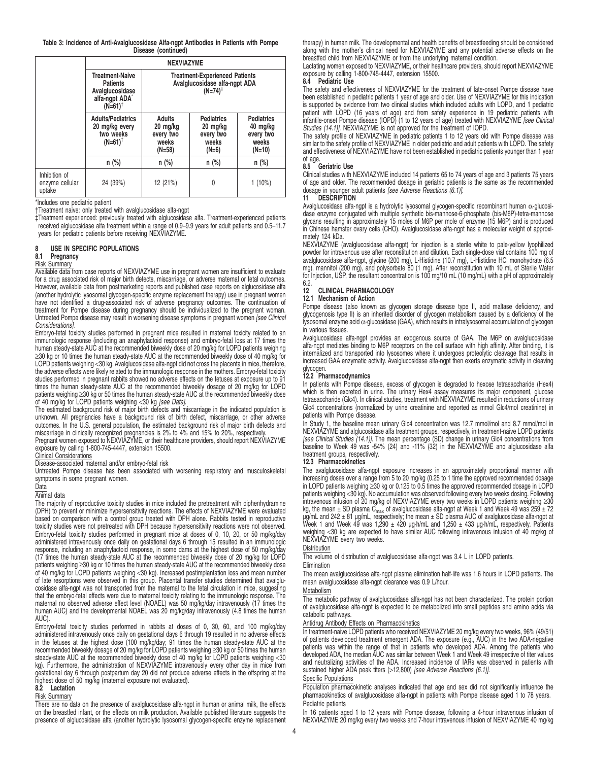**Table 3: Incidence of Anti-Avalglucosidase Alfa-ngpt Antibodies in Patients with Pompe Disease (continued)**

| | NEXVIAZYME | | | |
|---|---|---|---|---|
| | Treatment-Naive Patients Avalglucosidase alfa-ngpt ADA[*] (N=61)[†] | Treatment-Experienced Patients Avalglucosidase alfa-ngpt ADA (N=74)[‡] | | |
| | Adults/Pediatrics 20 mg/kg every two weeks (N=61)[†] | Adults 20 mg/kg every two weeks (N=58) | Pediatrics 20 mg/kg every two weeks (N=6) | Pediatrics 40 mg/kg every two weeks (N=10) |
| | n (%) | n (%) | n (%) | n (%) |
| Inhibition of enzyme cellular uptake | 24 (39%) | 12 (21%) | 0 | 1 (10%) |

*Includes one pediatric patient

†Treatment naive: only treated with avalglucosidase alfa-ngpt

‡Treatment experienced: previously treated with alglucosidase alfa. Treatment-experienced patients received alglucosidase alfa treatment within a range of 0.9–9.9 years for adult patients and 0.5–11.7 years for pediatric patients before receiving NEXVIAZYME.

## 8 USE IN SPECIFIC POPULATIONS

### 8.1 Pregnancy

Risk Summary

Available data from case reports of NEXVIAZYME use in pregnant women are insufficient to evaluate for a drug associated risk of major birth defects, miscarriage, or adverse maternal or fetal outcomes. However, available data from postmarketing reports and published case reports on alglucosidase alfa (another hydrolytic lysosomal glycogen-specific enzyme replacement therapy) use in pregnant women have not identified a drug-associated risk of adverse pregnancy outcomes. The continuation of treatment for Pompe disease during pregnancy should be individualized to the pregnant woman. Untreated Pompe disease may result in worsening disease symptoms in pregnant women *[see Clinical Considerations]*.

Embryo-fetal toxicity studies performed in pregnant mice resulted in maternal toxicity related to an immunologic response (including an anaphylactoid response) and embryo-fetal loss at 17 times the human steady-state AUC at the recommended biweekly dose of 20 mg/kg for LOPD patients weighing ≥30 kg or 10 times the human steady-state AUC at the recommended biweekly dose of 40 mg/kg for LOPD patients weighing <30 kg. Avalglucosidase alfa-ngpt did not cross the placenta in mice, therefore, the adverse effects were likely related to the immunologic response in the mothers. Embryo-fetal toxicity studies performed in pregnant rabbits showed no adverse effects on the fetuses at exposure up to 91 times the human steady-state AUC at the recommended biweekly dosage of 20 mg/kg for LOPD patients weighing ≥30 kg or 50 times the human steady-state AUC at the recommended biweekly dose of 40 mg/kg for LOPD patients weighing <30 kg *[see Data]*.

The estimated background risk of major birth defects and miscarriage in the indicated population is unknown. All pregnancies have a background risk of birth defect, miscarriage, or other adverse outcomes. In the U.S. general population, the estimated background risk of major birth defects and miscarriage in clinically recognized pregnancies is 2% to 4% and 15% to 20%, respectively.

Pregnant women exposed to NEXVIAZYME, or their healthcare providers, should report NEXVIAZYME exposure by calling 1-800-745-4447, extension 15500.

Clinical Considerations

Disease-associated maternal and/or embryo-fetal risk

Untreated Pompe disease has been associated with worsening respiratory and musculoskeletal symptoms in some pregnant women.

Data

Animal data

The majority of reproductive toxicity studies in mice included the pretreatment with diphenhydramine (DPH) to prevent or minimize hypersensitivity reactions. The effects of NEXVIAZYME were evaluated based on comparison with a control group treated with DPH alone. Rabbits tested in reproductive toxicity studies were not pretreated with DPH because hypersensitivity reactions were not observed. Embryo-fetal toxicity studies performed in pregnant mice at doses of 0, 10, 20, or 50 mg/kg/day administered intravenously once daily on gestational days 6 through 15 resulted in an immunologic response, including an anaphylactoid response, in some dams at the highest dose of 50 mg/kg/day (17 times the human steady-state AUC at the recommended biweekly dose of 20 mg/kg for LOPD patients weighing ≥30 kg or 10 times the human steady-state AUC at the recommended biweekly dose of 40 mg/kg for LOPD patients weighing <30 kg). Increased postimplantation loss and mean number of late resorptions were observed in this group. Placental transfer studies determined that avalglucosidase alfa-ngpt was not transported from the maternal to the fetal circulation in mice, suggesting that the embryo-fetal effects were due to maternal toxicity relating to the immunologic response. The maternal no observed adverse effect level (NOAEL) was 50 mg/kg/day intravenously (17 times the human AUC) and the developmental NOAEL was 20 mg/kg/day intravenously (4.8 times the human AUC).

Embryo-fetal toxicity studies performed in rabbits at doses of 0, 30, 60, and 100 mg/kg/day administered intravenously once daily on gestational days 6 through 19 resulted in no adverse effects in the fetuses at the highest dose (100 mg/kg/day; 91 times the human steady-state AUC at the recommended biweekly dosage of 20 mg/kg for LOPD patients weighing ≥30 kg or 50 times the human steady-state AUC at the recommended biweekly dose of 40 mg/kg for LOPD patients weighing <30 kg). Furthermore, the administration of NEXVIAZYME intravenously every other day in mice from gestational day 6 through postpartum day 20 did not produce adverse effects in the offspring at the highest dose of 50 mg/kg (maternal exposure not evaluated).

### 8.2 Lactation

Risk Summary

There are no data on the presence of avalglucosidase alfa-ngpt in human or animal milk, the effects on the breastfed infant, or the effects on milk production. Available published literature suggests the presence of alglucosidase alfa (another hydrolytic lysosomal glycogen-specific enzyme replacement therapy) in human milk. The developmental and health benefits of breastfeeding should be considered along with the mother's clinical need for NEXVIAZYME and any potential adverse effects on the breastfed child from NEXVIAZYME or from the underlying maternal condition.

Lactating women exposed to NEXVIAZYME, or their healthcare providers, should report NEXVIAZYME exposure by calling 1-800-745-4447, extension 15500.

### 8.4 Pediatric Use

The safety and effectiveness of NEXVIAZYME for the treatment of late-onset Pompe disease have been established in pediatric patients 1 year of age and older. Use of NEXVIAZYME for this indication is supported by evidence from two clinical studies which included adults with LOPD, and 1 pediatric patient with LOPD (16 years of age) and from safety experience in 19 pediatric patients with infantile-onset Pompe disease (IOPD) (1 to 12 years of age) treated with NEXVIAZYME *[see Clinical Studies (14.1)]*. NEXVIAZYME is not approved for the treatment of IOPD.

The safety profile of NEXVIAZYME in pediatric patients 1 to 12 years old with Pompe disease was similar to the safety profile of NEXVIAZYME in older pediatric and adult patients with LOPD. The safety and effectiveness of NEXVIAZYME have not been established in pediatric patients younger than 1 year of age.

### 8.5 Geriatric Use

Clinical studies with NEXVIAZYME included 14 patients 65 to 74 years of age and 3 patients 75 years of age and older. The recommended dosage in geriatric patients is the same as the recommended dosage in younger adult patients *[see Adverse Reactions (6.1)]*.

## 11 DESCRIPTION

Avalglucosidase alfa-ngpt is a hydrolytic lysosomal glycogen-specific recombinant human α-glucosidase enzyme conjugated with multiple synthetic bis-mannose-6-phosphate (bis-M6P)-tetra-mannose glycans resulting in approximately 15 moles of M6P per mole of enzyme (15 M6P) and is produced in Chinese hamster ovary cells (CHO). Avalglucosidase alfa-ngpt has a molecular weight of approximately 124 kDa.

NEXVIAZYME (avalglucosidase alfa-ngpt) for injection is a sterile white to pale-yellow lyophilized powder for intravenous use after reconstitution and dilution. Each single-dose vial contains 100 mg of avalglucosidase alfa-ngpt, glycine (200 mg), L-Histidine (10.7 mg), L-Histidine HCl monohydrate (6.5 mg), mannitol (200 mg), and polysorbate 80 (1 mg). After reconstitution with 10 mL of Sterile Water for Injection, USP, the resultant concentration is 100 mg/10 mL (10 mg/mL) with a pH of approximately 6.2.

## 12 CLINICAL PHARMACOLOGY

### 12.1 Mechanism of Action

Pompe disease (also known as glycogen storage disease type II, acid maltase deficiency, and glycogenosis type II) is an inherited disorder of glycogen metabolism caused by a deficiency of the lysosomal enzyme acid α-glucosidase (GAA), which results in intralysosomal accumulation of glycogen in various tissues.

Avalglucosidase alfa-ngpt provides an exogenous source of GAA. The M6P on avalglucosidase alfa-ngpt mediates binding to M6P receptors on the cell surface with high affinity. After binding, it is internalized and transported into lysosomes where it undergoes proteolytic cleavage that results in increased GAA enzymatic activity. Avalglucosidase alfa-ngpt then exerts enzymatic activity in cleaving glycogen.

### 12.2 Pharmacodynamics

In patients with Pompe disease, excess of glycogen is degraded to hexose tetrasaccharide (Hex4) which is then excreted in urine. The urinary Hex4 assay measures its major component, glucose tetrasaccharide (Glc4). In clinical studies, treatment with NEXVIAZYME resulted in reductions of urinary Glc4 concentrations (normalized by urine creatinine and reported as mmol Glc4/mol creatinine) in patients with Pompe disease.

In Study 1, the baseline mean urinary Glc4 concentration was 12.7 mmol/mol and 8.7 mmol/mol in NEXVIAZYME and alglucosidase alfa treatment groups, respectively, in treatment-naive LOPD patients *[see Clinical Studies (14.1)]*. The mean percentage (SD) change in urinary Glc4 concentrations from baseline to Week 49 was -54% (24) and -11% (32) in the NEXVIAZYME and alglucosidase alfa treatment groups, respectively.

### 12.3 Pharmacokinetics

The avalglucosidase alfa-ngpt exposure increases in an approximately proportional manner with increasing doses over a range from 5 to 20 mg/kg (0.25 to 1 time the approved recommended dosage in LOPD patients weighing ≥30 kg or 0.125 to 0.5 times the approved recommended dosage in LOPD patients weighing <30 kg). No accumulation was observed following every two weeks dosing. Following intravenous infusion of 20 mg/kg of NEXVIAZYME every two weeks in LOPD patients weighing ≥30 kg, the mean ± SD plasma $C_{max}$ of avalglucosidase alfa-ngpt at Week 1 and Week 49 was 259 ± 72 µg/mL and 242 ± 81 µg/mL, respectively; the mean ± SD plasma AUC of avalglucosidase alfa-ngpt at Week 1 and Week 49 was 1,290 ± 420 µg·h/mL and 1,250 ± 433 µg·h/mL, respectively. Patients weighing <30 kg are expected to have similar AUC following intravenous infusion of 40 mg/kg of NEXVIAZYME every two weeks.

Distribution

The volume of distribution of avalglucosidase alfa-ngpt was 3.4 L in LOPD patients.

Elimination

The mean avalglucosidase alfa-ngpt plasma elimination half-life was 1.6 hours in LOPD patients. The mean avalglucosidase alfa-ngpt clearance was 0.9 L/hour.

Metabolism

The metabolic pathway of avalglucosidase alfa-ngpt has not been characterized. The protein portion of avalglucosidase alfa-ngpt is expected to be metabolized into small peptides and amino acids via catabolic pathways.

Antidrug Antibody Effects on Pharmacokinetics

In treatment-naive LOPD patients who received NEXVIAZYME 20 mg/kg every two weeks, 96% (49/51) of patients developed treatment emergent ADA. The exposure (e.g., AUC) in the two ADA-negative patients was within the range of that in patients who developed ADA. Among the patients who developed ADA, the median AUC was similar between Week 1 and Week 49 irrespective of titer values and neutralizing activities of the ADA. Increased incidence of IARs was observed in patients with sustained higher ADA peak titers (>12,800) *[see Adverse Reactions (6.1)]*.

Specific Populations

Population pharmacokinetic analyses indicated that age and sex did not significantly influence the pharmacokinetics of avalglucosidase alfa-ngpt in patients with Pompe disease aged 1 to 78 years.

Pediatric patients

In 16 patients aged 1 to 12 years with Pompe disease, following a 4-hour intravenous infusion of NEXVIAZYME 20 mg/kg every two weeks and 7-hour intravenous infusion of NEXVIAZYME 40 mg/kg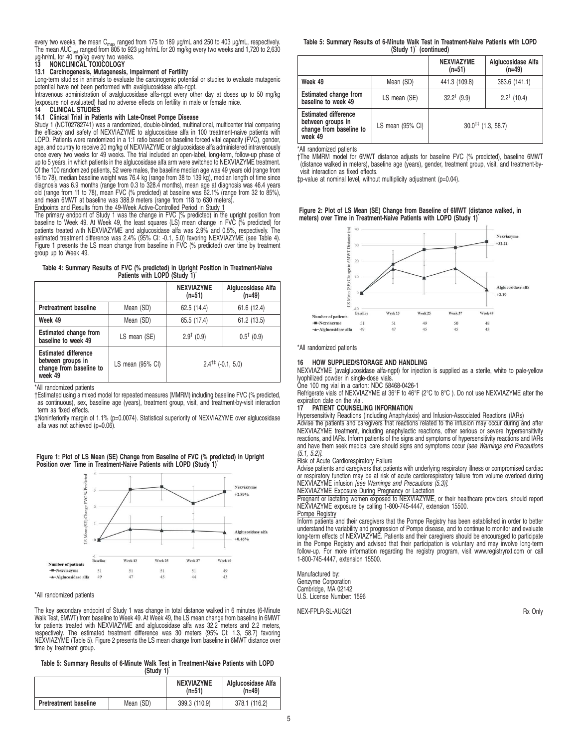every two weeks, the mean $C_{max}$ ranged from 175 to 189 µg/mL and 250 to 403 µg/mL, respectively. The mean $AUC_{last}$ ranged from 805 to 923 µg·hr/mL for 20 mg/kg every two weeks and 1,720 to 2,630 µg·hr/mL for 40 mg/kg every two weeks.

## 13 NONCLINICAL TOXICOLOGY

### 13.1 Carcinogenesis, Mutagenesis, Impairment of Fertility

Long-term studies in animals to evaluate the carcinogenic potential or studies to evaluate mutagenic potential have not been performed with avalglucosidase alfa-ngpt.

Intravenous administration of avalglucosidase alfa-ngpt every other day at doses up to 50 mg/kg (exposure not evaluated) had no adverse effects on fertility in male or female mice.

## 14 CLINICAL STUDIES

### 14.1 Clinical Trial in Patients with Late-Onset Pompe Disease

Study 1 (NCT02782741) was a randomized, double-blinded, multinational, multicenter trial comparing the efficacy and safety of NEXVIAZYME to alglucosidase alfa in 100 treatment-naive patients with LOPD. Patients were randomized in a 1:1 ratio based on baseline forced vital capacity (FVC), gender, age, and country to receive 20 mg/kg of NEXVIAZYME or alglucosidase alfa administered intravenously once every two weeks for 49 weeks. The trial included an open-label, long-term, follow-up phase of up to 5 years, in which patients in the alglucosidase alfa arm were switched to NEXVIAZYME treatment. Of the 100 randomized patients, 52 were males, the baseline median age was 49 years old (range from 16 to 78), median baseline weight was 76.4 kg (range from 38 to 139 kg), median length of time since diagnosis was 6.9 months (range from 0.3 to 328.4 months), mean age at diagnosis was 46.4 years old (range from 11 to 78), mean FVC (% predicted) at baseline was 62.1% (range from 32 to 85%), and mean 6MWT at baseline was 388.9 meters (range from 118 to 630 meters).

Endpoints and Results from the 49-Week Active-Controlled Period in Study 1

The primary endpoint of Study 1 was the change in FVC (% predicted) in the upright position from baseline to Week 49. At Week 49, the least squares (LS) mean change in FVC (% predicted) for patients treated with NEXVIAZYME and alglucosidase alfa was 2.9% and 0.5%, respectively. The estimated treatment difference was 2.4% (95% CI: -0.1, 5.0) favoring NEXVIAZYME (see Table 4). Figure 1 presents the LS mean change from baseline in FVC (% predicted) over time by treatment group up to Week 49.

**Table 4: Summary Results of FVC (% predicted) in Upright Position in Treatment-Naive Patients with LOPD (Study 1)***

| | | NEXVIAZYME (n=51) | Alglucosidase Alfa (n=49) |
|---|---|---|---|
| **Pretreatment baseline** | Mean (SD) | 62.5 (14.4) | 61.6 (12.4) |
| **Week 49** | Mean (SD) | 65.5 (17.4) | 61.2 (13.5) |
| **Estimated change from baseline to week 49** | LS mean (SE) | 2.9† (0.9) | 0.5† (0.9) |
| **Estimated difference between groups in change from baseline to week 49** | LS mean (95% CI) | 2.4†‡ (-0.1, 5.0) | |

*All randomized patients

†Estimated using a mixed model for repeated measures (MMRM) including baseline FVC (% predicted, as continuous), sex, baseline age (years), treatment group, visit, and treatment-by-visit interaction term as fixed effects.

‡Noninferiority margin of 1.1% (p=0.0074). Statistical superiority of NEXVIAZYME over alglucosidase alfa was not achieved (p=0.06).

**Figure 1: Plot of LS Mean (SE) Change from Baseline of FVC (% predicted) in Upright Position over Time in Treatment-Naive Patients with LOPD (Study 1)***

LS Mean (SE) Change FVC % Predicted
Nexviazyme +2.89%
Alglucosidase alfa +0.46%
Baseline Week 13 Week 25 Week 37 Week 49
Number of patients
Nexviazyme 51 51 51 51 49
Alglucosidase alfa 49 47 45 44 43

*All randomized patients

The key secondary endpoint of Study 1 was change in total distance walked in 6 minutes (6-Minute Walk Test, 6MWT) from baseline to Week 49. At Week 49, the LS mean change from baseline in 6MWT for patients treated with NEXVIAZYME and alglucosidase alfa was 32.2 meters and 2.2 meters, respectively. The estimated treatment difference was 30 meters (95% CI: 1.3, 58.7) favoring NEXVIAZYME (Table 5). Figure 2 presents the LS mean change from baseline in 6MWT distance over time by treatment group.

**Table 5: Summary Results of 6-Minute Walk Test in Treatment-Naive Patients with LOPD (Study 1)***

| | | NEXVIAZYME (n=51) | Alglucosidase Alfa (n=49) |
|---|---|---|---|
| **Pretreatment baseline** | Mean (SD) | 399.3 (110.9) | 378.1 (116.2) |
| **Week 49** | Mean (SD) | 441.3 (109.8) | 383.6 (141.1) |
| **Estimated change from baseline to week 49** | LS mean (SE) | 32.2† (9.9) | 2.2† (10.4) |
| **Estimated difference between groups in change from baseline to week 49** | LS mean (95% CI) | 30.0†‡ (1.3, 58.7) | |

*All randomized patients

†The MMRM model for 6MWT distance adjusts for baseline FVC (% predicted), baseline 6MWT (distance walked in meters), baseline age (years), gender, treatment group, visit, and treatment-by-visit interaction as fixed effects.

‡p-value at nominal level, without multiplicity adjustment (p=0.04).

**Figure 2: Plot of LS Mean (SE) Change from Baseline of 6MWT (distance walked, in meters) over Time in Treatment-Naive Patients with LOPD (Study 1)***

LS Mean (SE) Change in 6MWT Distance (m)
Nexviazyme +32.21
Alglucosidase alfa +2.19
Baseline Week 13 Week 25 Week 37 Week 49
Number of patients
Nexviazyme 51 51 49 50 48
Alglucosidase alfa 49 47 45 45 43

*All randomized patients

## 16 HOW SUPPLIED/STORAGE AND HANDLING

NEXVIAZYME (avalglucosidase alfa-ngpt) for injection is supplied as a sterile, white to pale-yellow lyophilized powder in single-dose vials.

One 100 mg vial in a carton: NDC 58468-0426-1

Refrigerate vials of NEXVIAZYME at 36°F to 46°F (2°C to 8°C ). Do not use NEXVIAZYME after the expiration date on the vial.

## 17 PATIENT COUNSELING INFORMATION

Hypersensitivity Reactions (Including Anaphylaxis) and Infusion-Associated Reactions (IARs)

Advise the patients and caregivers that reactions related to the infusion may occur during and after NEXVIAZYME treatment, including anaphylactic reactions, other serious or severe hypersensitivity reactions, and IARs. Inform patients of the signs and symptoms of hypersensitivity reactions and IARs and have them seek medical care should signs and symptoms occur *[see Warnings and Precautions (5.1, 5.2)]*.

Risk of Acute Cardiorespiratory Failure

Advise patients and caregivers that patients with underlying respiratory illness or compromised cardiac or respiratory function may be at risk of acute cardiorespiratory failure from volume overload during NEXVIAZYME infusion *[see Warnings and Precautions (5.3)]*.

NEXVIAZYME Exposure During Pregnancy or Lactation

Pregnant or lactating women exposed to NEXVIAZYME, or their healthcare providers, should report NEXVIAZYME exposure by calling 1-800-745-4447, extension 15500.

Pompe Registry

Inform patients and their caregivers that the Pompe Registry has been established in order to better understand the variability and progression of Pompe disease, and to continue to monitor and evaluate long-term effects of NEXVIAZYME. Patients and their caregivers should be encouraged to participate in the Pompe Registry and advised that their participation is voluntary and may involve long-term follow-up. For more information regarding the registry program, visit www.registrynxt.com or call 1-800-745-4447, extension 15500.

Manufactured by:
Genzyme Corporation
Cambridge, MA 02142
U.S. License Number: 1596

NEX-FPLR-SL-AUG21

Rx Only